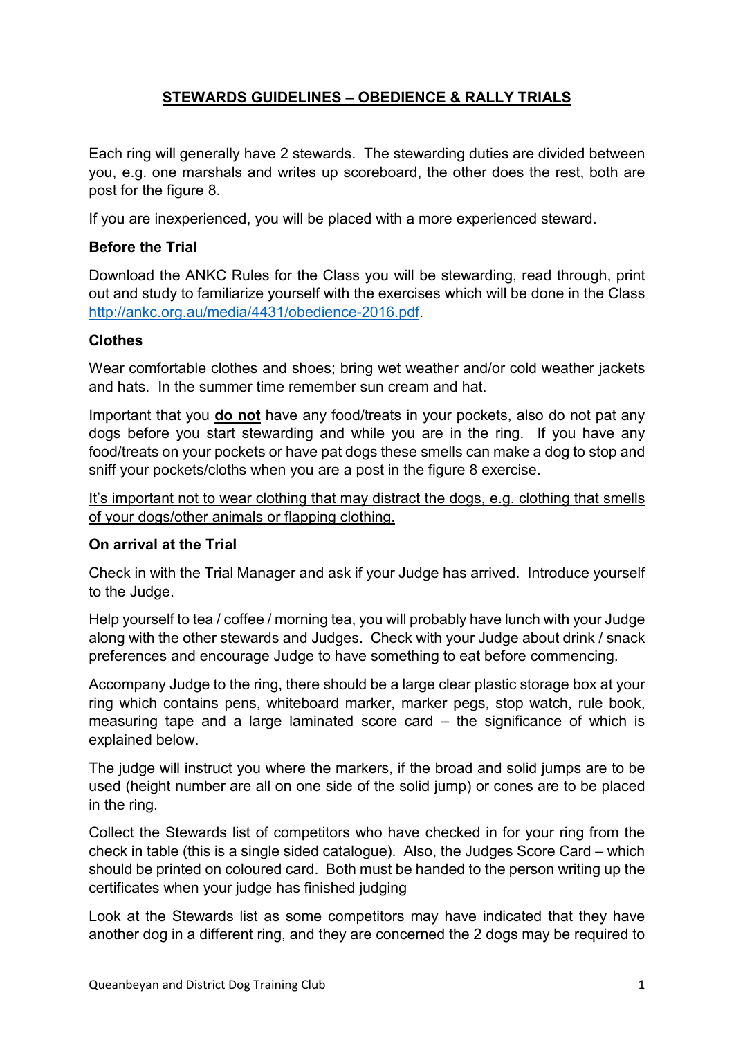# STEWARDS GUIDELINES – OBEDIENCE & RALLY TRIALS

Each ring will generally have 2 stewards. The stewarding duties are divided between you, e.g. one marshals and writes up scoreboard, the other does the rest, both are post for the figure 8.

If you are inexperienced, you will be placed with a more experienced steward.

### Before the Trial

Download the ANKC Rules for the Class you will be stewarding, read through, print out and study to familiarize yourself with the exercises which will be done in the Class http://ankc.org.au/media/4431/obedience-2016.pdf.

### Clothes

Wear comfortable clothes and shoes; bring wet weather and/or cold weather jackets and hats. In the summer time remember sun cream and hat.

Important that you **do not** have any food/treats in your pockets, also do not pat any dogs before you start stewarding and while you are in the ring. If you have any food/treats on your pockets or have pat dogs these smells can make a dog to stop and sniff your pockets/cloths when you are a post in the figure 8 exercise.

It's important not to wear clothing that may distract the dogs, e.g. clothing that smells of your dogs/other animals or flapping clothing.

### On arrival at the Trial

Check in with the Trial Manager and ask if your Judge has arrived. Introduce yourself to the Judge.

Help yourself to tea / coffee / morning tea, you will probably have lunch with your Judge along with the other stewards and Judges. Check with your Judge about drink / snack preferences and encourage Judge to have something to eat before commencing.

Accompany Judge to the ring, there should be a large clear plastic storage box at your ring which contains pens, whiteboard marker, marker pegs, stop watch, rule book, measuring tape and a large laminated score card – the significance of which is explained below.

The judge will instruct you where the markers, if the broad and solid jumps are to be used (height number are all on one side of the solid jump) or cones are to be placed in the ring.

Collect the Stewards list of competitors who have checked in for your ring from the check in table (this is a single sided catalogue). Also, the Judges Score Card – which should be printed on coloured card. Both must be handed to the person writing up the certificates when your judge has finished judging

Look at the Stewards list as some competitors may have indicated that they have another dog in a different ring, and they are concerned the 2 dogs may be required to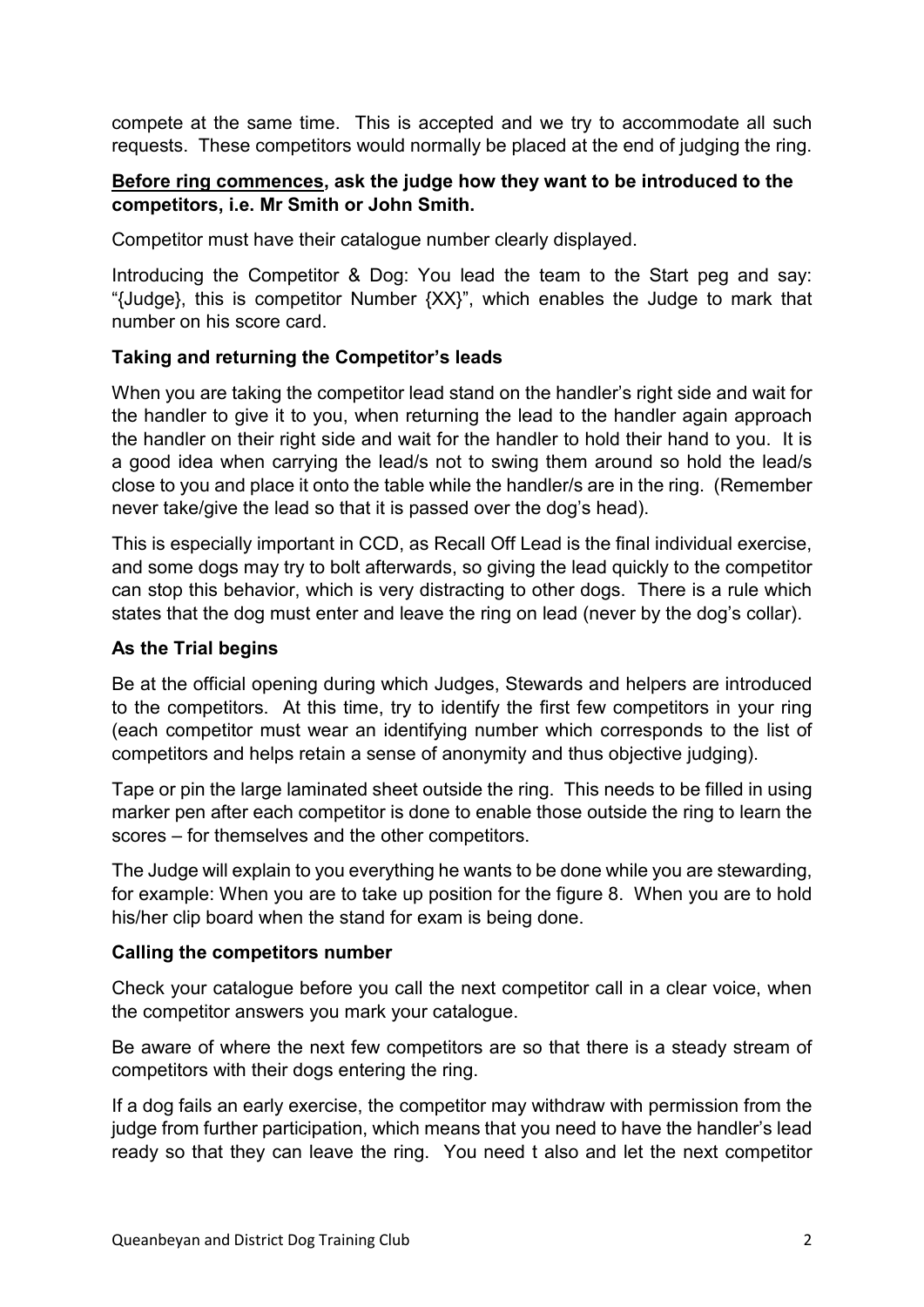compete at the same time. This is accepted and we try to accommodate all such requests. These competitors would normally be placed at the end of judging the ring.

**Before ring commences, ask the judge how they want to be introduced to the competitors, i.e. Mr Smith or John Smith.**

Competitor must have their catalogue number clearly displayed.

Introducing the Competitor & Dog: You lead the team to the Start peg and say: "{Judge}, this is competitor Number {XX}", which enables the Judge to mark that number on his score card.

### Taking and returning the Competitor's leads

When you are taking the competitor lead stand on the handler's right side and wait for the handler to give it to you, when returning the lead to the handler again approach the handler on their right side and wait for the handler to hold their hand to you. It is a good idea when carrying the lead/s not to swing them around so hold the lead/s close to you and place it onto the table while the handler/s are in the ring. (Remember never take/give the lead so that it is passed over the dog's head).

This is especially important in CCD, as Recall Off Lead is the final individual exercise, and some dogs may try to bolt afterwards, so giving the lead quickly to the competitor can stop this behavior, which is very distracting to other dogs. There is a rule which states that the dog must enter and leave the ring on lead (never by the dog's collar).

### As the Trial begins

Be at the official opening during which Judges, Stewards and helpers are introduced to the competitors. At this time, try to identify the first few competitors in your ring (each competitor must wear an identifying number which corresponds to the list of competitors and helps retain a sense of anonymity and thus objective judging).

Tape or pin the large laminated sheet outside the ring. This needs to be filled in using marker pen after each competitor is done to enable those outside the ring to learn the scores – for themselves and the other competitors.

The Judge will explain to you everything he wants to be done while you are stewarding, for example: When you are to take up position for the figure 8. When you are to hold his/her clip board when the stand for exam is being done.

### Calling the competitors number

Check your catalogue before you call the next competitor call in a clear voice, when the competitor answers you mark your catalogue.

Be aware of where the next few competitors are so that there is a steady stream of competitors with their dogs entering the ring.

If a dog fails an early exercise, the competitor may withdraw with permission from the judge from further participation, which means that you need to have the handler's lead ready so that they can leave the ring. You need t also and let the next competitor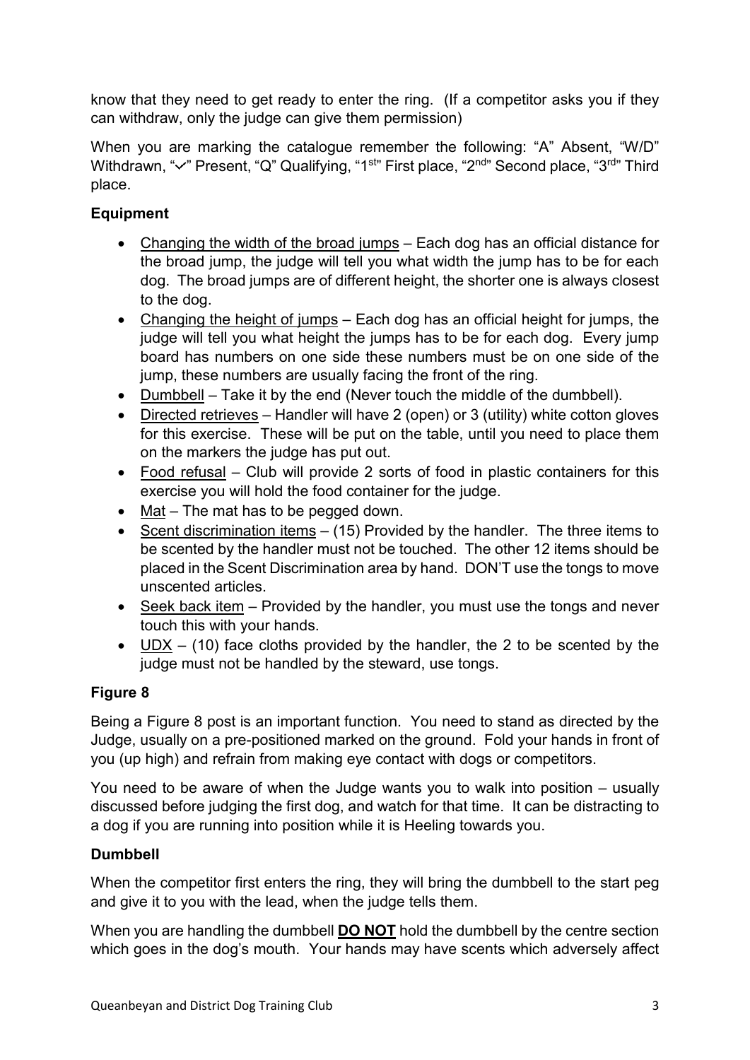know that they need to get ready to enter the ring. (If a competitor asks you if they can withdraw, only the judge can give them permission)

When you are marking the catalogue remember the following: "A" Absent, "W/D" Withdrawn, "✓" Present, "Q" Qualifying, "1st" First place, "2nd" Second place, "3rd" Third place.

## Equipment

- Changing the width of the broad jumps – Each dog has an official distance for the broad jump, the judge will tell you what width the jump has to be for each dog. The broad jumps are of different height, the shorter one is always closest to the dog.
- Changing the height of jumps – Each dog has an official height for jumps, the judge will tell you what height the jumps has to be for each dog. Every jump board has numbers on one side these numbers must be on one side of the jump, these numbers are usually facing the front of the ring.
- Dumbbell – Take it by the end (Never touch the middle of the dumbbell).
- Directed retrieves – Handler will have 2 (open) or 3 (utility) white cotton gloves for this exercise. These will be put on the table, until you need to place them on the markers the judge has put out.
- Food refusal – Club will provide 2 sorts of food in plastic containers for this exercise you will hold the food container for the judge.
- Mat – The mat has to be pegged down.
- Scent discrimination items – (15) Provided by the handler. The three items to be scented by the handler must not be touched. The other 12 items should be placed in the Scent Discrimination area by hand. DON'T use the tongs to move unscented articles.
- Seek back item – Provided by the handler, you must use the tongs and never touch this with your hands.
- UDX – (10) face cloths provided by the handler, the 2 to be scented by the judge must not be handled by the steward, use tongs.

## Figure 8

Being a Figure 8 post is an important function. You need to stand as directed by the Judge, usually on a pre-positioned marked on the ground. Fold your hands in front of you (up high) and refrain from making eye contact with dogs or competitors.

You need to be aware of when the Judge wants you to walk into position – usually discussed before judging the first dog, and watch for that time. It can be distracting to a dog if you are running into position while it is Heeling towards you.

## Dumbbell

When the competitor first enters the ring, they will bring the dumbbell to the start peg and give it to you with the lead, when the judge tells them.

When you are handling the dumbbell **DO NOT** hold the dumbbell by the centre section which goes in the dog's mouth. Your hands may have scents which adversely affect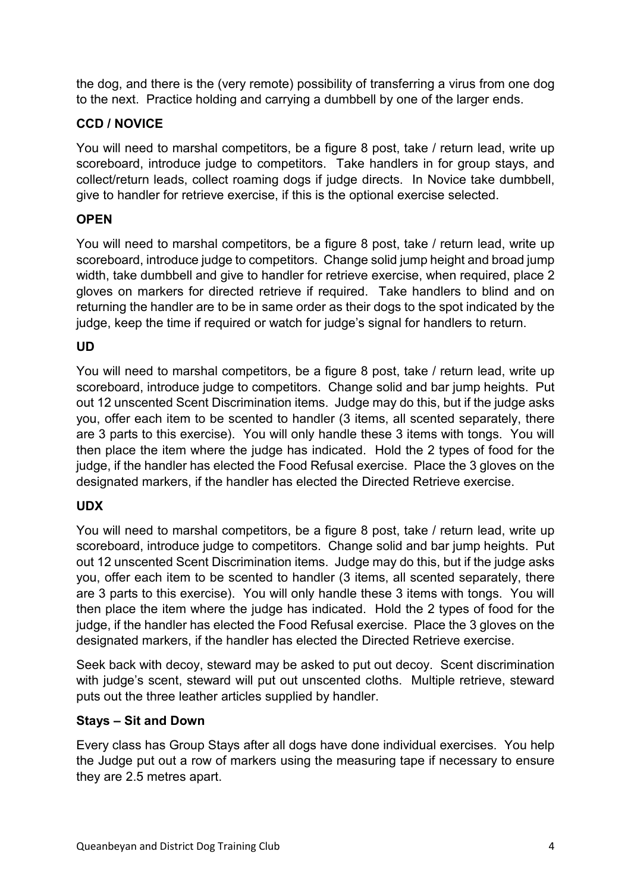the dog, and there is the (very remote) possibility of transferring a virus from one dog to the next. Practice holding and carrying a dumbbell by one of the larger ends.

### CCD / NOVICE

You will need to marshal competitors, be a figure 8 post, take / return lead, write up scoreboard, introduce judge to competitors. Take handlers in for group stays, and collect/return leads, collect roaming dogs if judge directs. In Novice take dumbbell, give to handler for retrieve exercise, if this is the optional exercise selected.

### OPEN

You will need to marshal competitors, be a figure 8 post, take / return lead, write up scoreboard, introduce judge to competitors. Change solid jump height and broad jump width, take dumbbell and give to handler for retrieve exercise, when required, place 2 gloves on markers for directed retrieve if required. Take handlers to blind and on returning the handler are to be in same order as their dogs to the spot indicated by the judge, keep the time if required or watch for judge's signal for handlers to return.

### UD

You will need to marshal competitors, be a figure 8 post, take / return lead, write up scoreboard, introduce judge to competitors. Change solid and bar jump heights. Put out 12 unscented Scent Discrimination items. Judge may do this, but if the judge asks you, offer each item to be scented to handler (3 items, all scented separately, there are 3 parts to this exercise). You will only handle these 3 items with tongs. You will then place the item where the judge has indicated. Hold the 2 types of food for the judge, if the handler has elected the Food Refusal exercise. Place the 3 gloves on the designated markers, if the handler has elected the Directed Retrieve exercise.

### UDX

You will need to marshal competitors, be a figure 8 post, take / return lead, write up scoreboard, introduce judge to competitors. Change solid and bar jump heights. Put out 12 unscented Scent Discrimination items. Judge may do this, but if the judge asks you, offer each item to be scented to handler (3 items, all scented separately, there are 3 parts to this exercise). You will only handle these 3 items with tongs. You will then place the item where the judge has indicated. Hold the 2 types of food for the judge, if the handler has elected the Food Refusal exercise. Place the 3 gloves on the designated markers, if the handler has elected the Directed Retrieve exercise.

Seek back with decoy, steward may be asked to put out decoy. Scent discrimination with judge's scent, steward will put out unscented cloths. Multiple retrieve, steward puts out the three leather articles supplied by handler.

### Stays – Sit and Down

Every class has Group Stays after all dogs have done individual exercises. You help the Judge put out a row of markers using the measuring tape if necessary to ensure they are 2.5 metres apart.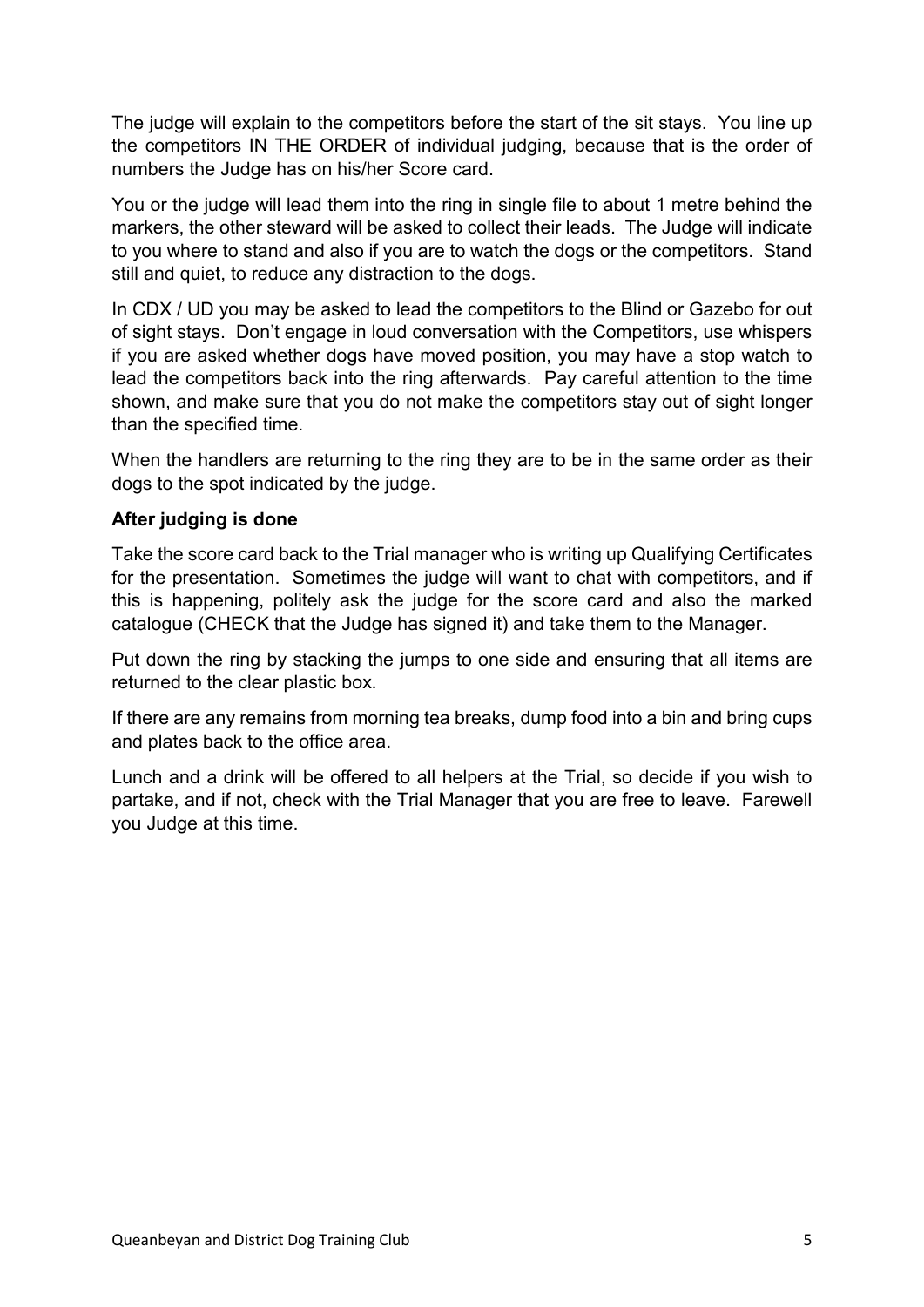The judge will explain to the competitors before the start of the sit stays. You line up the competitors IN THE ORDER of individual judging, because that is the order of numbers the Judge has on his/her Score card.

You or the judge will lead them into the ring in single file to about 1 metre behind the markers, the other steward will be asked to collect their leads. The Judge will indicate to you where to stand and also if you are to watch the dogs or the competitors. Stand still and quiet, to reduce any distraction to the dogs.

In CDX / UD you may be asked to lead the competitors to the Blind or Gazebo for out of sight stays. Don't engage in loud conversation with the Competitors, use whispers if you are asked whether dogs have moved position, you may have a stop watch to lead the competitors back into the ring afterwards. Pay careful attention to the time shown, and make sure that you do not make the competitors stay out of sight longer than the specified time.

When the handlers are returning to the ring they are to be in the same order as their dogs to the spot indicated by the judge.

**After judging is done**

Take the score card back to the Trial manager who is writing up Qualifying Certificates for the presentation. Sometimes the judge will want to chat with competitors, and if this is happening, politely ask the judge for the score card and also the marked catalogue (CHECK that the Judge has signed it) and take them to the Manager.

Put down the ring by stacking the jumps to one side and ensuring that all items are returned to the clear plastic box.

If there are any remains from morning tea breaks, dump food into a bin and bring cups and plates back to the office area.

Lunch and a drink will be offered to all helpers at the Trial, so decide if you wish to partake, and if not, check with the Trial Manager that you are free to leave. Farewell you Judge at this time.